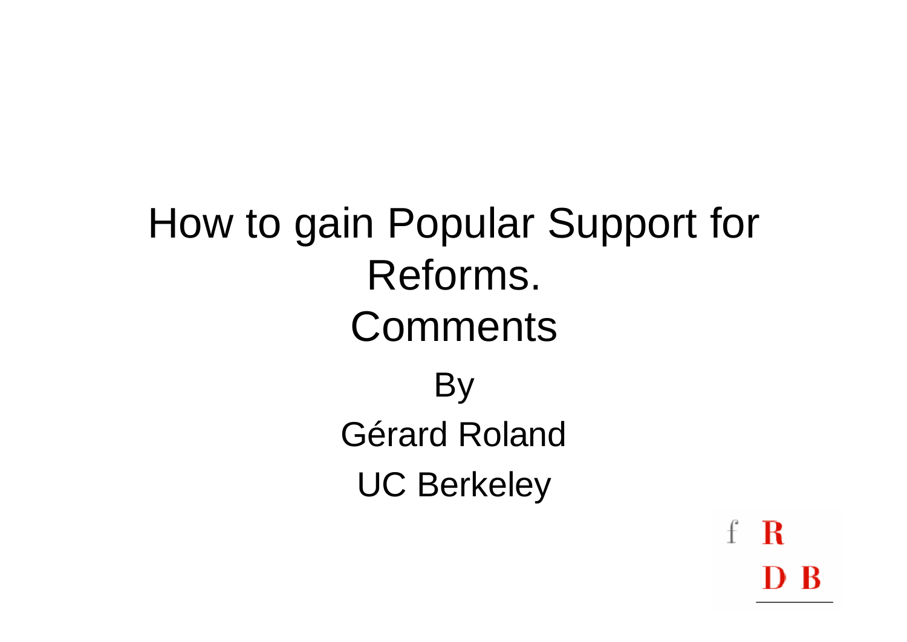# How to gain Popular Support for Reforms.
# Comments

By

Gérard Roland

UC Berkeley

f R
D B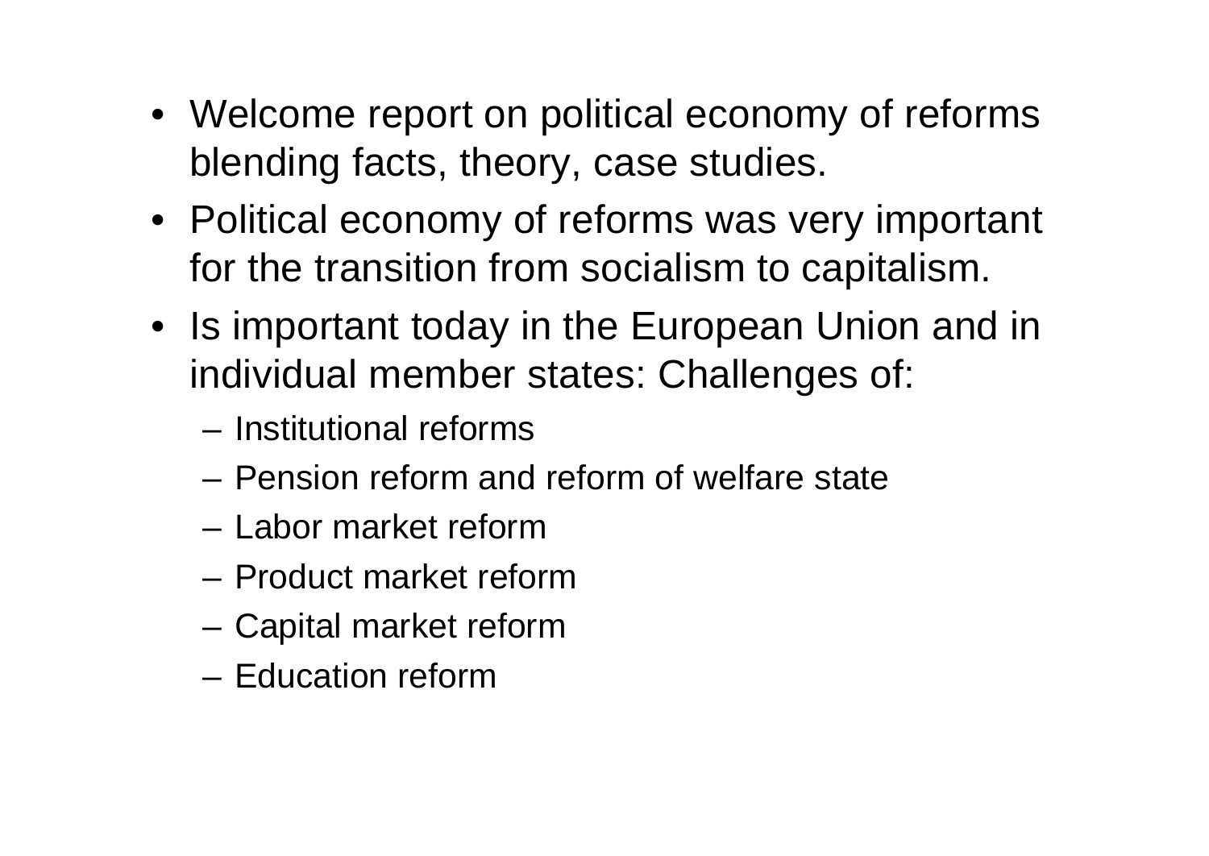- Welcome report on political economy of reforms blending facts, theory, case studies.
- Political economy of reforms was very important for the transition from socialism to capitalism.
- Is important today in the European Union and in individual member states: Challenges of:
  - Institutional reforms
  - Pension reform and reform of welfare state
  - Labor market reform
  - Product market reform
  - Capital market reform
  - Education reform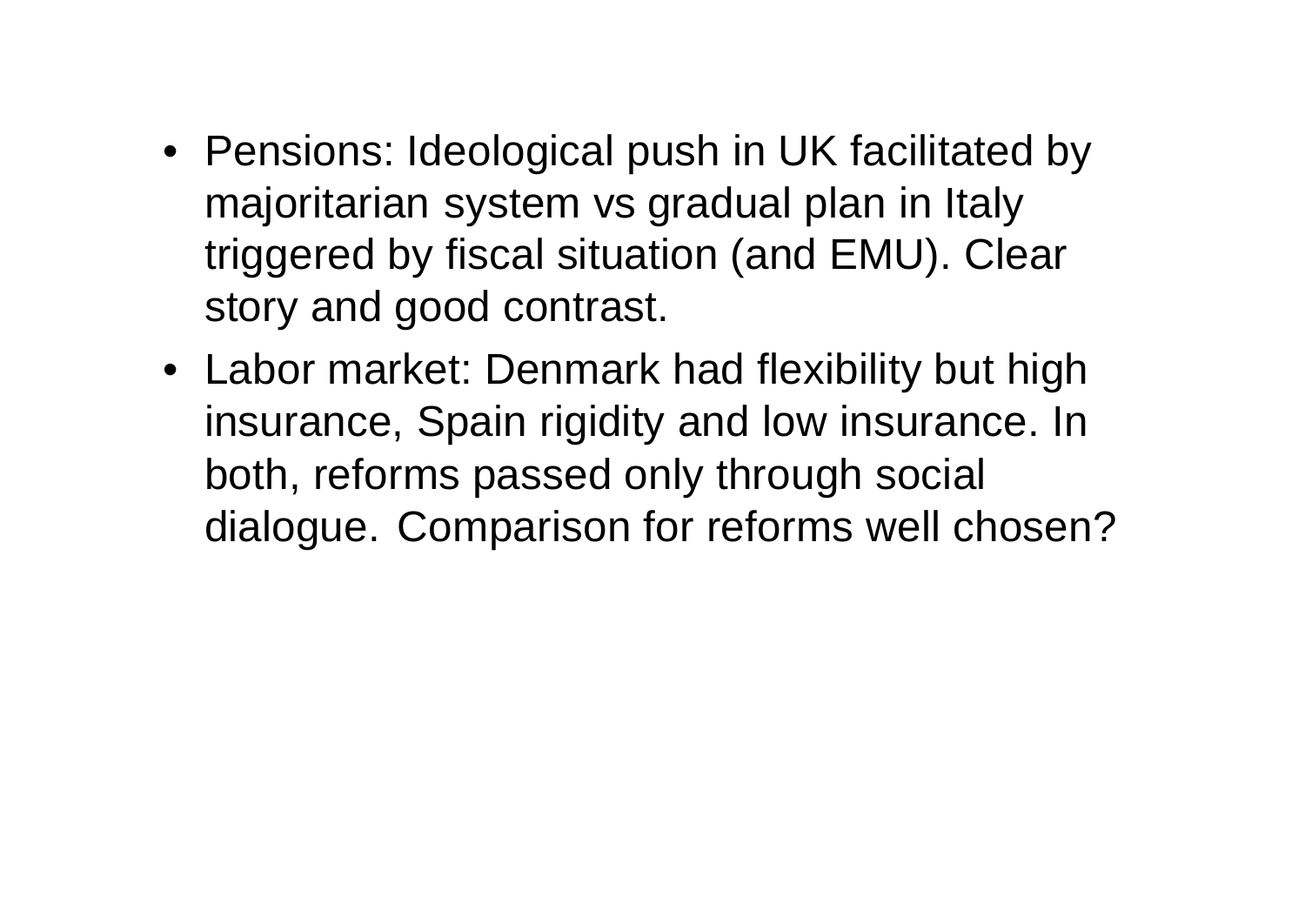- Pensions: Ideological push in UK facilitated by majoritarian system vs gradual plan in Italy triggered by fiscal situation (and EMU). Clear story and good contrast.
- Labor market: Denmark had flexibility but high insurance, Spain rigidity and low insurance. In both, reforms passed only through social dialogue. Comparison for reforms well chosen?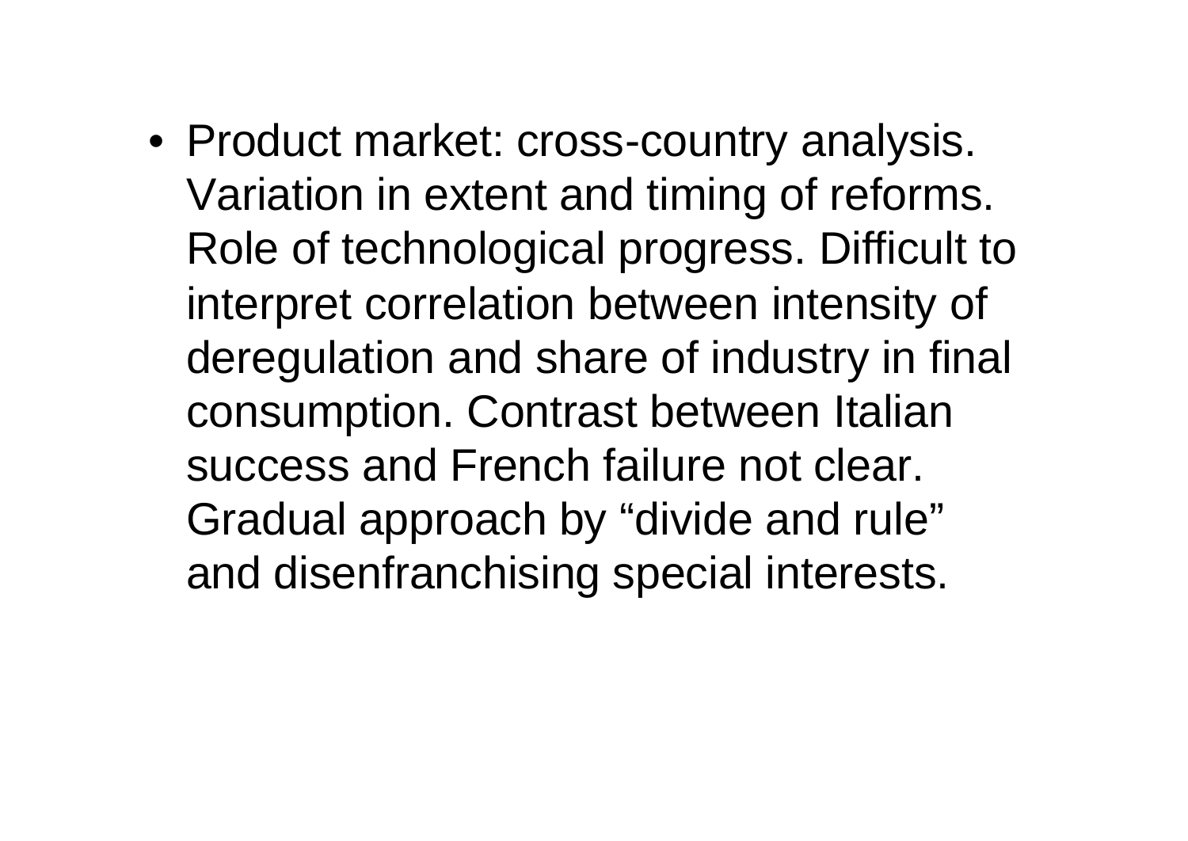- Product market: cross-country analysis. Variation in extent and timing of reforms. Role of technological progress. Difficult to interpret correlation between intensity of deregulation and share of industry in final consumption. Contrast between Italian success and French failure not clear. Gradual approach by “divide and rule” and disenfranchising special interests.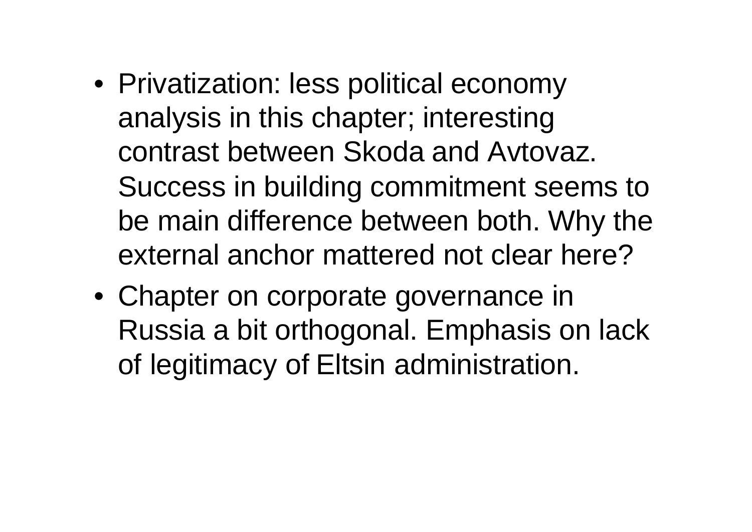- Privatization: less political economy analysis in this chapter; interesting contrast between Skoda and Avtovaz. Success in building commitment seems to be main difference between both. Why the external anchor mattered not clear here?
- Chapter on corporate governance in Russia a bit orthogonal. Emphasis on lack of legitimacy of Eltsin administration.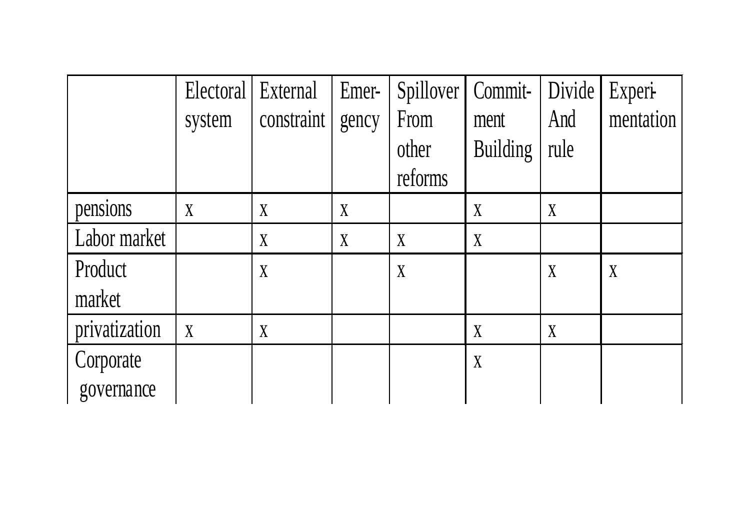| | Electoral system | External constraint | Emer-gency | Spillover From other reforms | Commit-ment Building | Divide And rule | Experi-mentation |
|---|---|---|---|---|---|---|---|
| pensions | x | x | x | | x | x | |
| Labor market | | x | x | x | x | | |
| Product market | | x | | x | | x | x |
| privatization | x | x | | | x | x | |
| Corporate governance | | | | | x | | |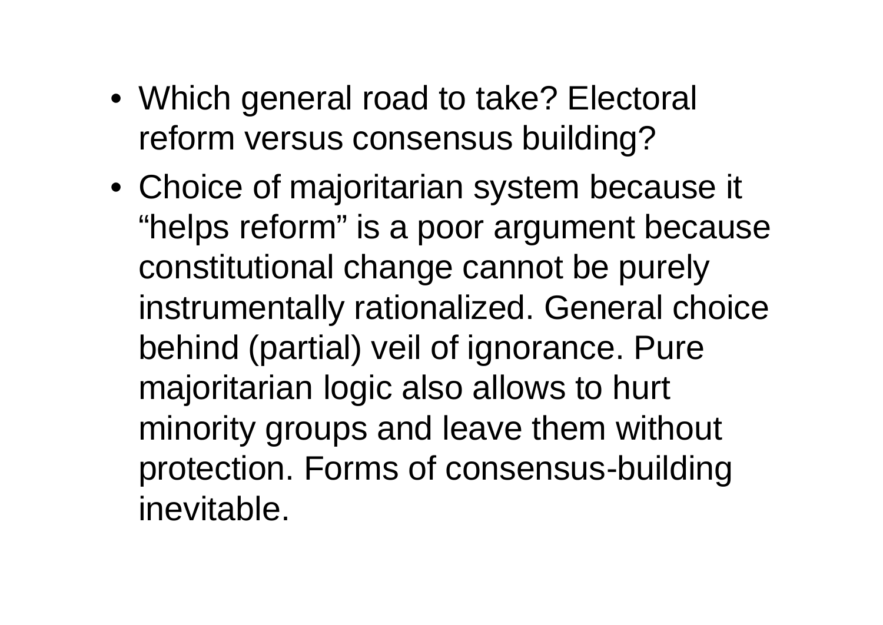- Which general road to take? Electoral reform versus consensus building?
- Choice of majoritarian system because it “helps reform” is a poor argument because constitutional change cannot be purely instrumentally rationalized. General choice behind (partial) veil of ignorance. Pure majoritarian logic also allows to hurt minority groups and leave them without protection. Forms of consensus-building inevitable.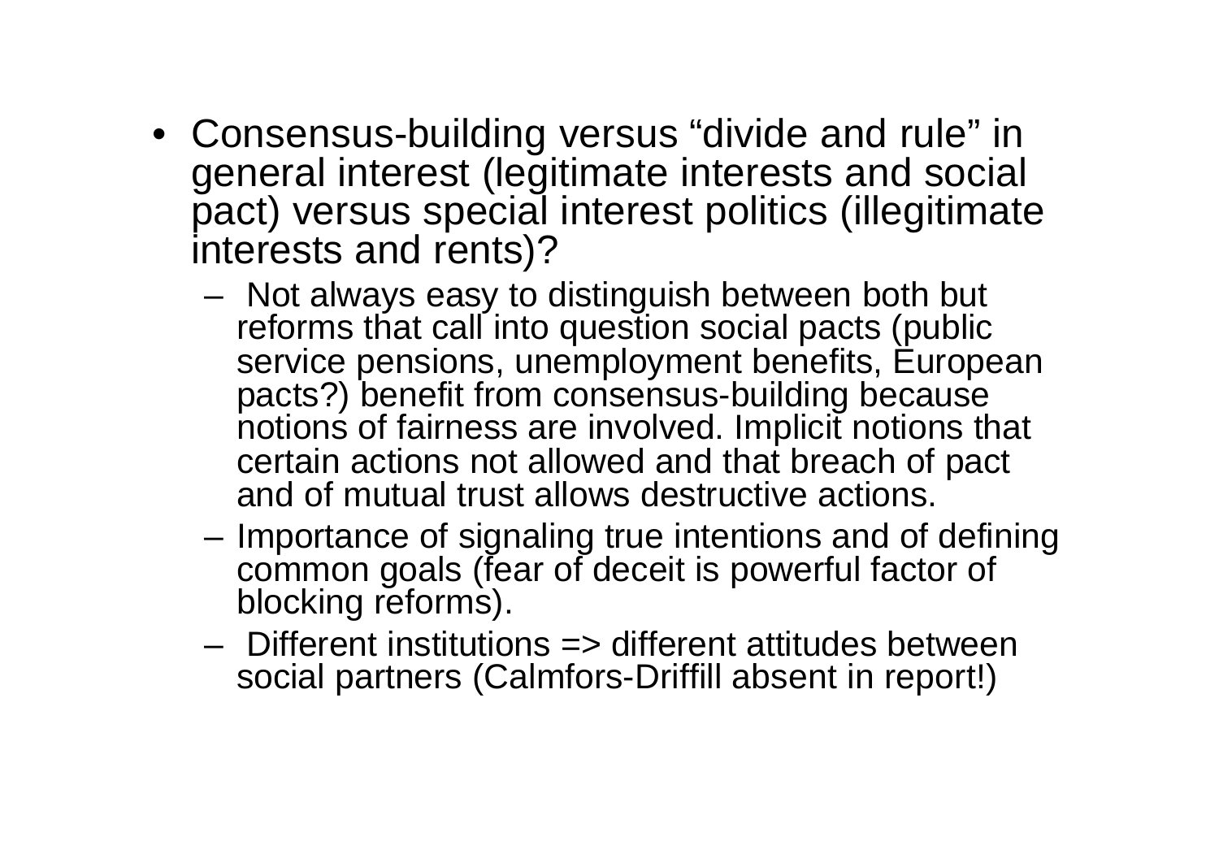- Consensus-building versus "divide and rule" in general interest (legitimate interests and social pact) versus special interest politics (illegitimate interests and rents)?
  - Not always easy to distinguish between both but reforms that call into question social pacts (public service pensions, unemployment benefits, European pacts?) benefit from consensus-building because notions of fairness are involved. Implicit notions that certain actions not allowed and that breach of pact and of mutual trust allows destructive actions.
  - Importance of signaling true intentions and of defining common goals (fear of deceit is powerful factor of blocking reforms).
  - Different institutions => different attitudes between social partners (Calmfors-Driffill absent in report!)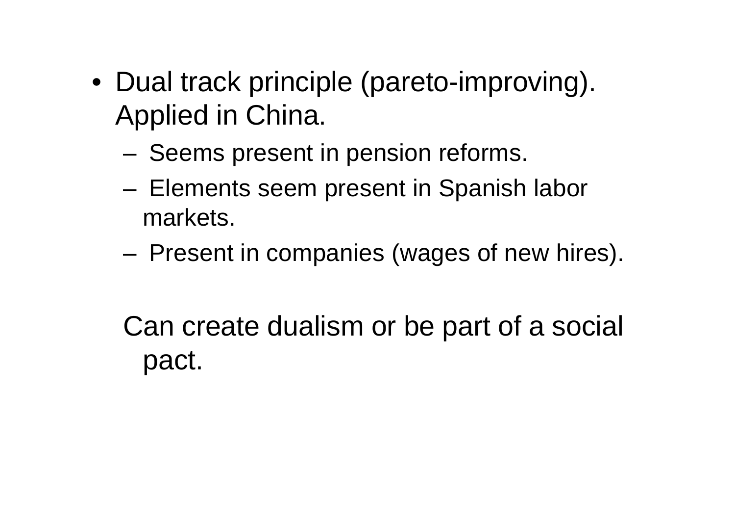- Dual track principle (pareto-improving). Applied in China.
  - Seems present in pension reforms.
  - Elements seem present in Spanish labor markets.
  - Present in companies (wages of new hires).

Can create dualism or be part of a social pact.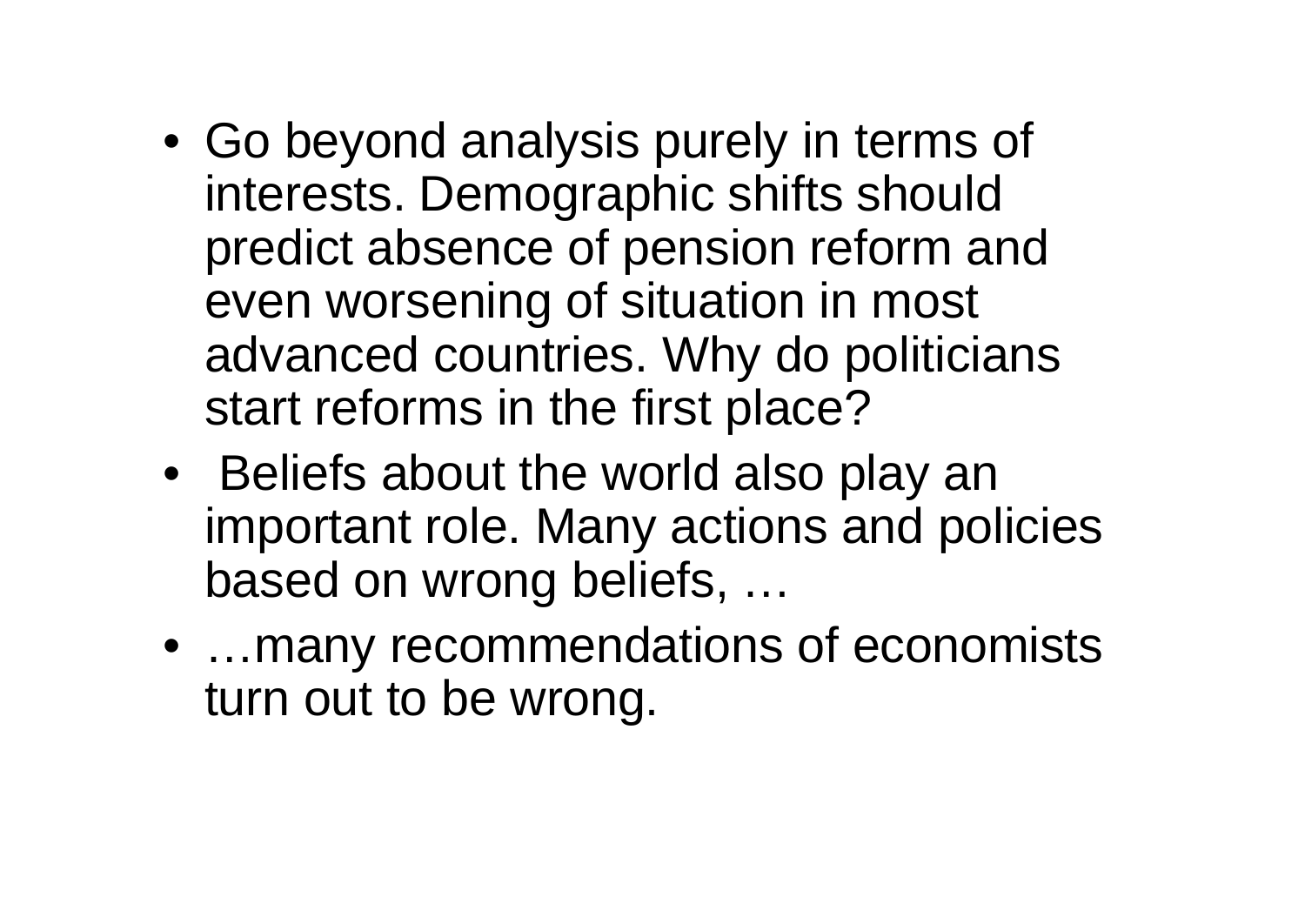- Go beyond analysis purely in terms of interests. Demographic shifts should predict absence of pension reform and even worsening of situation in most advanced countries. Why do politicians start reforms in the first place?
- Beliefs about the world also play an important role. Many actions and policies based on wrong beliefs, …
- …many recommendations of economists turn out to be wrong.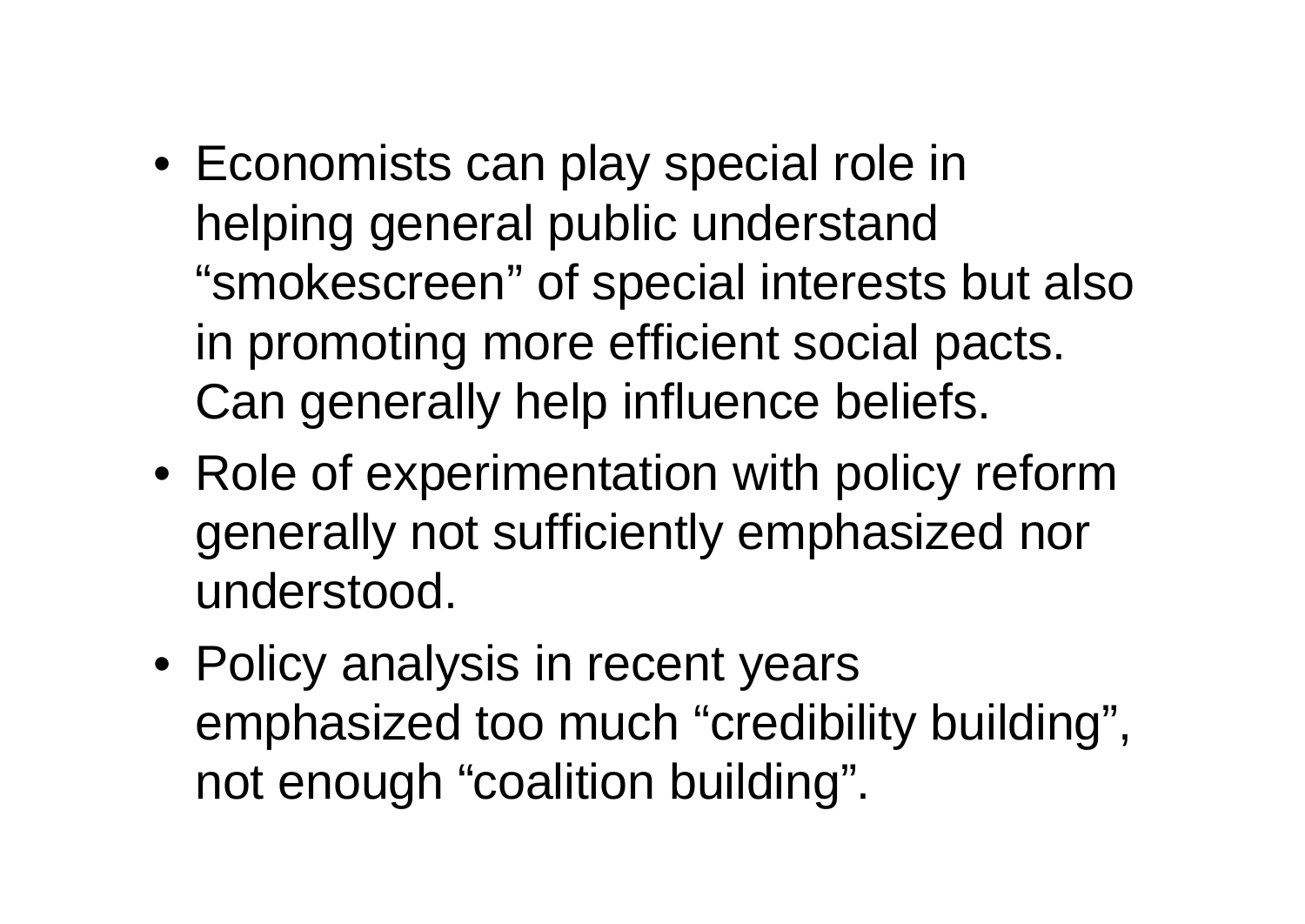- Economists can play special role in helping general public understand “smokescreen” of special interests but also in promoting more efficient social pacts. Can generally help influence beliefs.
- Role of experimentation with policy reform generally not sufficiently emphasized nor understood.
- Policy analysis in recent years emphasized too much “credibility building”, not enough “coalition building”.